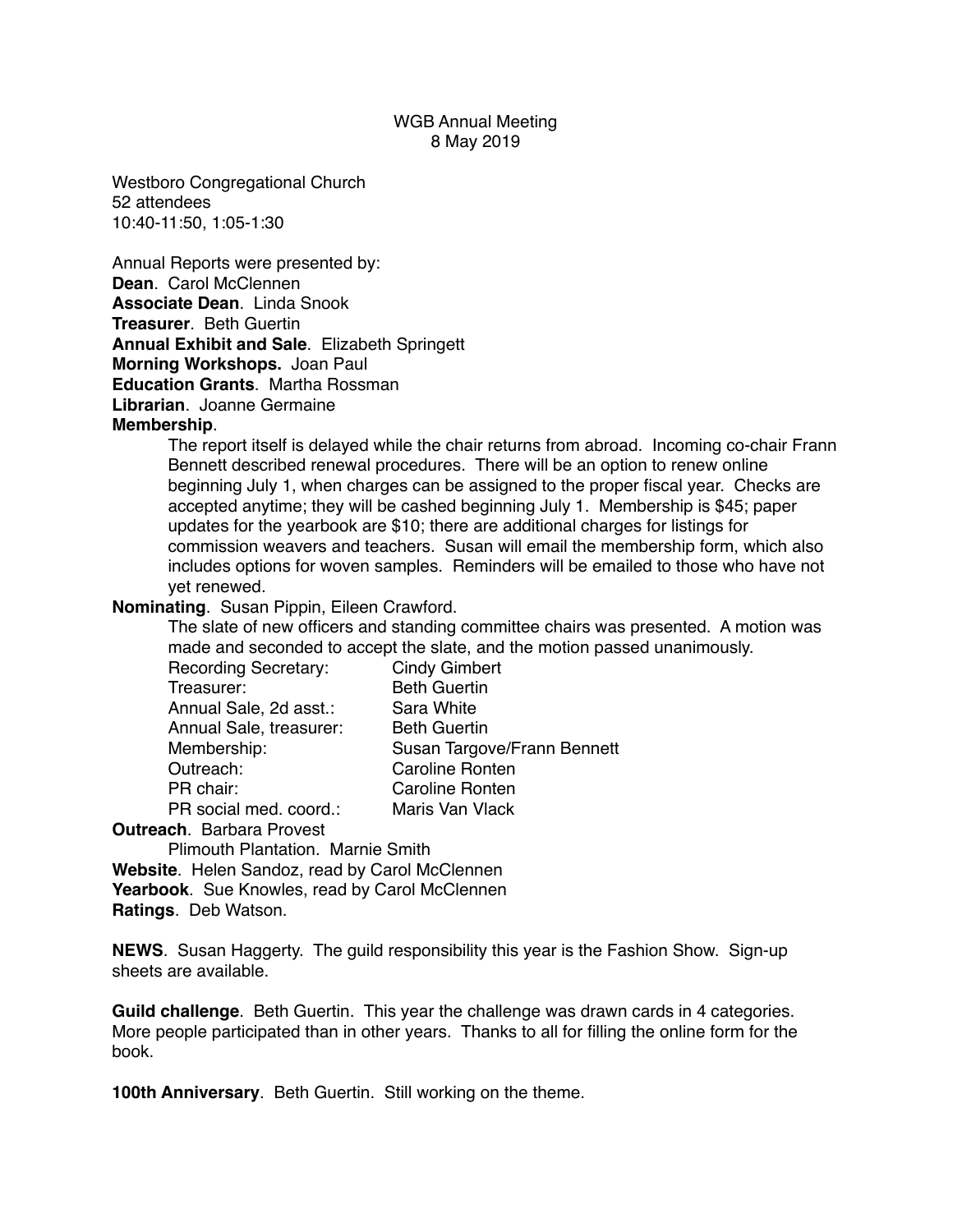# WGB Annual Meeting
## 8 May 2019

Westboro Congregational Church
52 attendees
10:40-11:50, 1:05-1:30

Annual Reports were presented by:

**Dean**. Carol McClennen
**Associate Dean**. Linda Snook
**Treasurer**. Beth Guertin
**Annual Exhibit and Sale**. Elizabeth Springett
**Morning Workshops.** Joan Paul
**Education Grants**. Martha Rossman
**Librarian**. Joanne Germaine
**Membership**.

> The report itself is delayed while the chair returns from abroad. Incoming co-chair Frann Bennett described renewal procedures. There will be an option to renew online beginning July 1, when charges can be assigned to the proper fiscal year. Checks are accepted anytime; they will be cashed beginning July 1. Membership is $45; paper updates for the yearbook are $10; there are additional charges for listings for commission weavers and teachers. Susan will email the membership form, which also includes options for woven samples. Reminders will be emailed to those who have not yet renewed.

**Nominating**. Susan Pippin, Eileen Crawford.

> The slate of new officers and standing committee chairs was presented. A motion was made and seconded to accept the slate, and the motion passed unanimously.

| | |
|---|---|
| Recording Secretary: | Cindy Gimbert |
| Treasurer: | Beth Guertin |
| Annual Sale, 2d asst.: | Sara White |
| Annual Sale, treasurer: | Beth Guertin |
| Membership: | Susan Targove/Frann Bennett |
| Outreach: | Caroline Ronten |
| PR chair: | Caroline Ronten |
| PR social med. coord.: | Maris Van Vlack |

**Outreach**. Barbara Provest
> Plimouth Plantation. Marnie Smith

**Website**. Helen Sandoz, read by Carol McClennen
**Yearbook**. Sue Knowles, read by Carol McClennen
**Ratings**. Deb Watson.

**NEWS**. Susan Haggerty. The guild responsibility this year is the Fashion Show. Sign-up sheets are available.

**Guild challenge**. Beth Guertin. This year the challenge was drawn cards in 4 categories. More people participated than in other years. Thanks to all for filling the online form for the book.

**100th Anniversary**. Beth Guertin. Still working on the theme.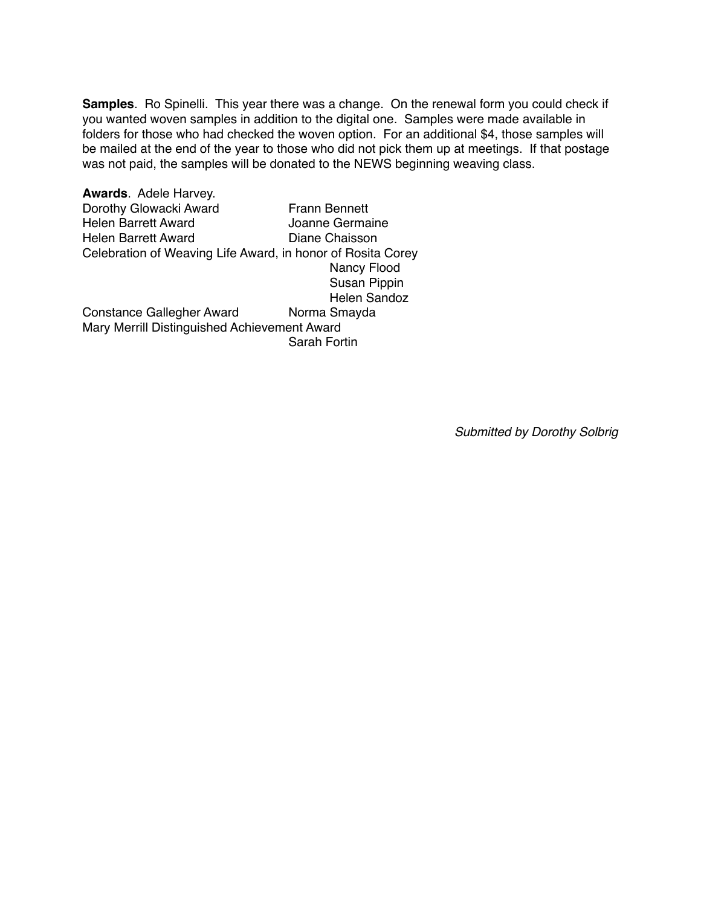**Samples**. Ro Spinelli. This year there was a change. On the renewal form you could check if you wanted woven samples in addition to the digital one. Samples were made available in folders for those who had checked the woven option. For an additional $4, those samples will be mailed at the end of the year to those who did not pick them up at meetings. If that postage was not paid, the samples will be donated to the NEWS beginning weaving class.

**Awards**. Adele Harvey.

| | |
|---|---|
| Dorothy Glowacki Award | Frann Bennett |
| Helen Barrett Award | Joanne Germaine |
| Helen Barrett Award | Diane Chaisson |
| Celebration of Weaving Life Award, in honor of Rosita Corey | Nancy Flood<br>Susan Pippin<br>Helen Sandoz |
| Constance Gallegher Award | Norma Smayda |
| Mary Merrill Distinguished Achievement Award | Sarah Fortin |

*Submitted by Dorothy Solbrig*